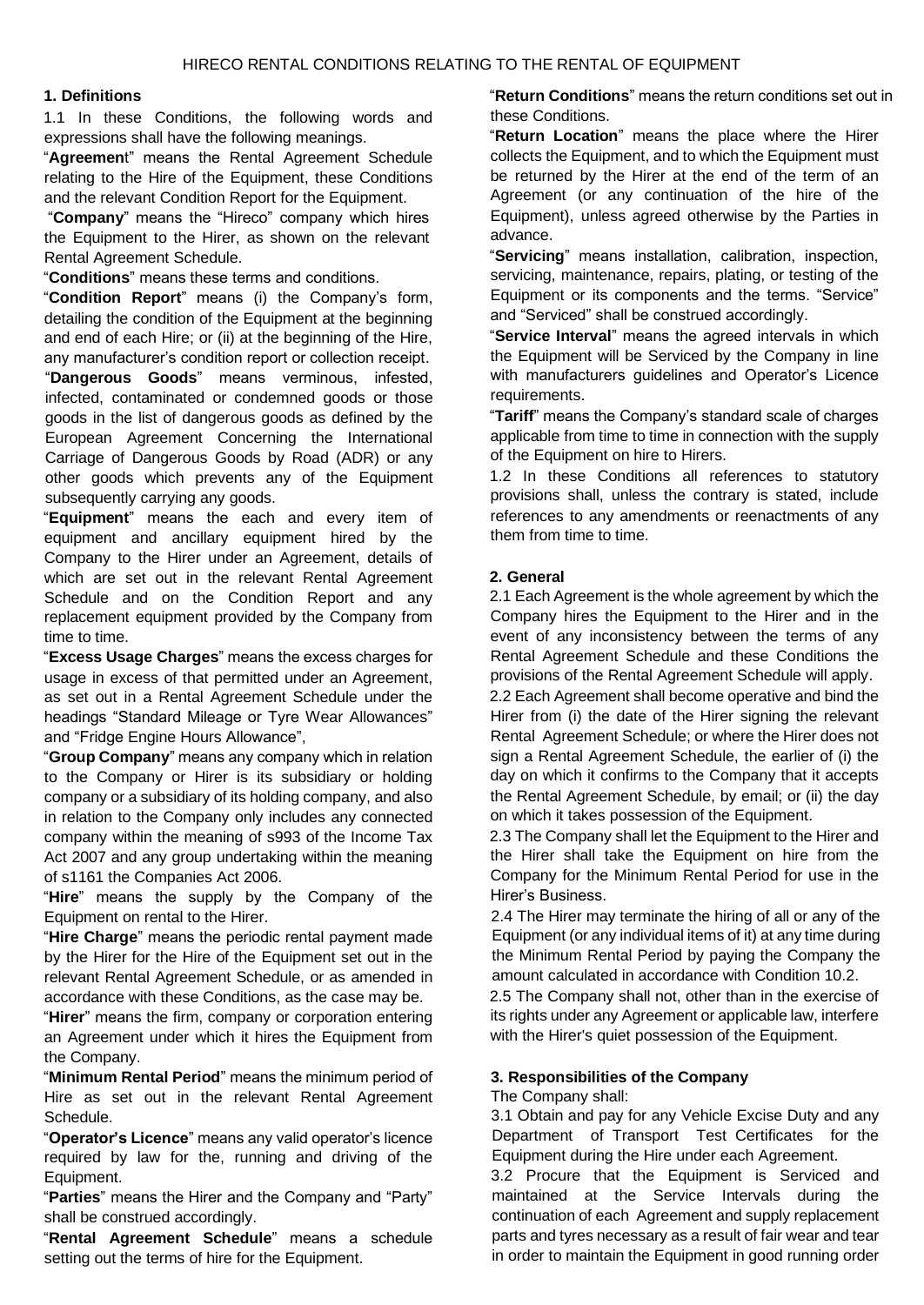# HIRECO RENTAL CONDITIONS RELATING TO THE RENTAL OF EQUIPMENT

## 1. Definitions

1.1 In these Conditions, the following words and expressions shall have the following meanings.

"**Agreement**" means the Rental Agreement Schedule relating to the Hire of the Equipment, these Conditions and the relevant Condition Report for the Equipment.

"**Company**" means the "Hireco" company which hires the Equipment to the Hirer, as shown on the relevant Rental Agreement Schedule.

"**Conditions**" means these terms and conditions.

"**Condition Report**" means (i) the Company's form, detailing the condition of the Equipment at the beginning and end of each Hire; or (ii) at the beginning of the Hire, any manufacturer's condition report or collection receipt.

"**Dangerous Goods**" means verminous, infested, infected, contaminated or condemned goods or those goods in the list of dangerous goods as defined by the European Agreement Concerning the International Carriage of Dangerous Goods by Road (ADR) or any other goods which prevents any of the Equipment subsequently carrying any goods.

"**Equipment**" means the each and every item of equipment and ancillary equipment hired by the Company to the Hirer under an Agreement, details of which are set out in the relevant Rental Agreement Schedule and on the Condition Report and any replacement equipment provided by the Company from time to time.

"**Excess Usage Charges**" means the excess charges for usage in excess of that permitted under an Agreement, as set out in a Rental Agreement Schedule under the headings "Standard Mileage or Tyre Wear Allowances" and "Fridge Engine Hours Allowance",

"**Group Company**" means any company which in relation to the Company or Hirer is its subsidiary or holding company or a subsidiary of its holding company, and also in relation to the Company only includes any connected company within the meaning of s993 of the Income Tax Act 2007 and any group undertaking within the meaning of s1161 the Companies Act 2006.

"**Hire**" means the supply by the Company of the Equipment on rental to the Hirer.

"**Hire Charge**" means the periodic rental payment made by the Hirer for the Hire of the Equipment set out in the relevant Rental Agreement Schedule, or as amended in accordance with these Conditions, as the case may be.

"**Hirer**" means the firm, company or corporation entering an Agreement under which it hires the Equipment from the Company.

"**Minimum Rental Period**" means the minimum period of Hire as set out in the relevant Rental Agreement Schedule.

"**Operator's Licence**" means any valid operator's licence required by law for the, running and driving of the Equipment.

"**Parties**" means the Hirer and the Company and "Party" shall be construed accordingly.

"**Rental Agreement Schedule**" means a schedule setting out the terms of hire for the Equipment.

"**Return Conditions**" means the return conditions set out in these Conditions.

"**Return Location**" means the place where the Hirer collects the Equipment, and to which the Equipment must be returned by the Hirer at the end of the term of an Agreement (or any continuation of the hire of the Equipment), unless agreed otherwise by the Parties in advance.

"**Servicing**" means installation, calibration, inspection, servicing, maintenance, repairs, plating, or testing of the Equipment or its components and the terms. "Service" and "Serviced" shall be construed accordingly.

"**Service Interval**" means the agreed intervals in which the Equipment will be Serviced by the Company in line with manufacturers guidelines and Operator's Licence requirements.

"**Tariff**" means the Company's standard scale of charges applicable from time to time in connection with the supply of the Equipment on hire to Hirers.

1.2 In these Conditions all references to statutory provisions shall, unless the contrary is stated, include references to any amendments or reenactments of any them from time to time.

## 2. General

2.1 Each Agreement is the whole agreement by which the Company hires the Equipment to the Hirer and in the event of any inconsistency between the terms of any Rental Agreement Schedule and these Conditions the provisions of the Rental Agreement Schedule will apply.

2.2 Each Agreement shall become operative and bind the Hirer from (i) the date of the Hirer signing the relevant Rental Agreement Schedule; or where the Hirer does not sign a Rental Agreement Schedule, the earlier of (i) the day on which it confirms to the Company that it accepts the Rental Agreement Schedule, by email; or (ii) the day on which it takes possession of the Equipment.

2.3 The Company shall let the Equipment to the Hirer and the Hirer shall take the Equipment on hire from the Company for the Minimum Rental Period for use in the Hirer's Business.

2.4 The Hirer may terminate the hiring of all or any of the Equipment (or any individual items of it) at any time during the Minimum Rental Period by paying the Company the amount calculated in accordance with Condition 10.2.

2.5 The Company shall not, other than in the exercise of its rights under any Agreement or applicable law, interfere with the Hirer's quiet possession of the Equipment.

## 3. Responsibilities of the Company

The Company shall:

3.1 Obtain and pay for any Vehicle Excise Duty and any Department of Transport Test Certificates for the Equipment during the Hire under each Agreement.

3.2 Procure that the Equipment is Serviced and maintained at the Service Intervals during the continuation of each Agreement and supply replacement parts and tyres necessary as a result of fair wear and tear in order to maintain the Equipment in good running order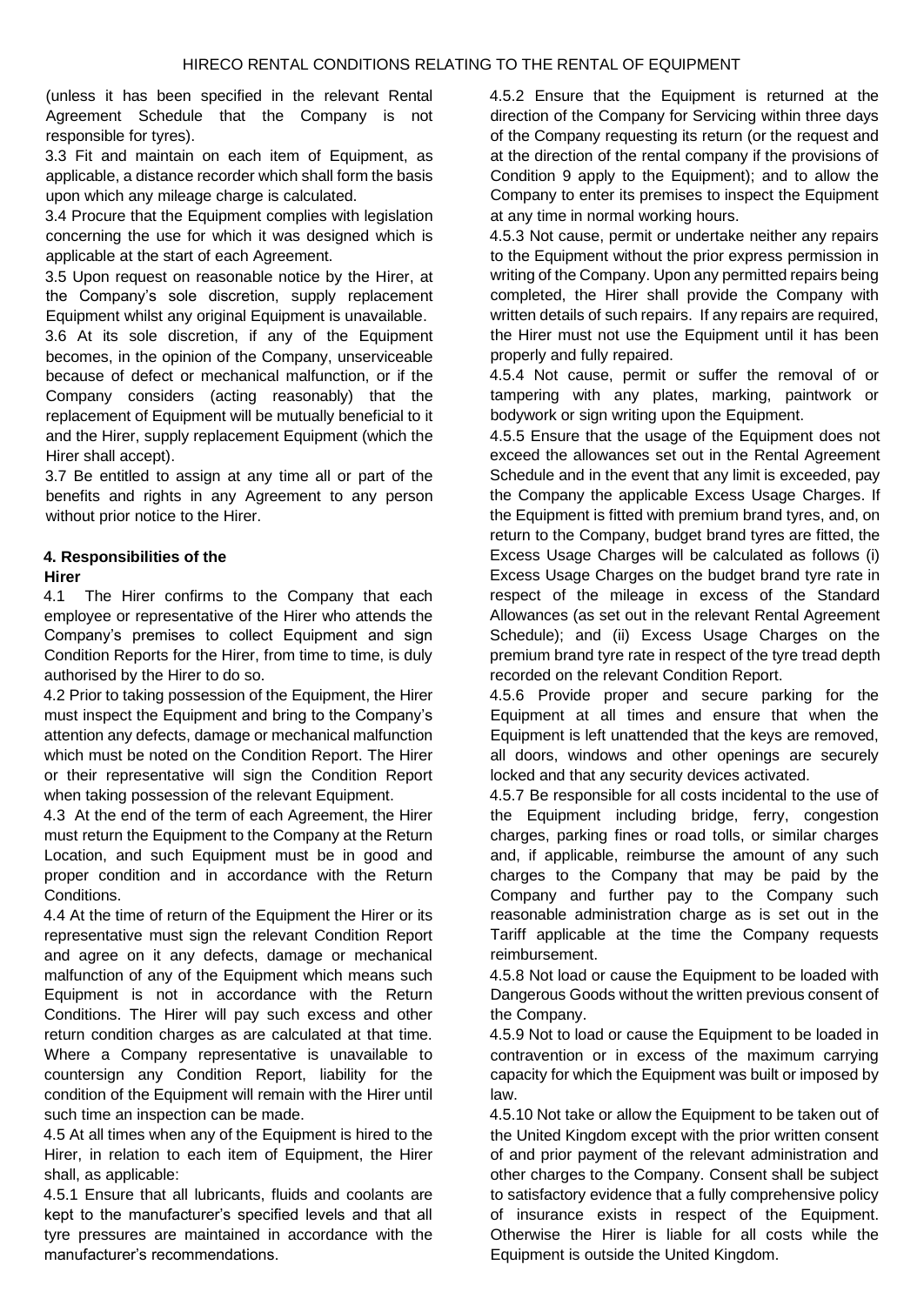(unless it has been specified in the relevant Rental Agreement Schedule that the Company is not responsible for tyres).

3.3 Fit and maintain on each item of Equipment, as applicable, a distance recorder which shall form the basis upon which any mileage charge is calculated.

3.4 Procure that the Equipment complies with legislation concerning the use for which it was designed which is applicable at the start of each Agreement.

3.5 Upon request on reasonable notice by the Hirer, at the Company's sole discretion, supply replacement Equipment whilst any original Equipment is unavailable.

3.6 At its sole discretion, if any of the Equipment becomes, in the opinion of the Company, unserviceable because of defect or mechanical malfunction, or if the Company considers (acting reasonably) that the replacement of Equipment will be mutually beneficial to it and the Hirer, supply replacement Equipment (which the Hirer shall accept).

3.7 Be entitled to assign at any time all or part of the benefits and rights in any Agreement to any person without prior notice to the Hirer.

## 4. Responsibilities of the Hirer

4.1 The Hirer confirms to the Company that each employee or representative of the Hirer who attends the Company's premises to collect Equipment and sign Condition Reports for the Hirer, from time to time, is duly authorised by the Hirer to do so.

4.2 Prior to taking possession of the Equipment, the Hirer must inspect the Equipment and bring to the Company's attention any defects, damage or mechanical malfunction which must be noted on the Condition Report. The Hirer or their representative will sign the Condition Report when taking possession of the relevant Equipment.

4.3 At the end of the term of each Agreement, the Hirer must return the Equipment to the Company at the Return Location, and such Equipment must be in good and proper condition and in accordance with the Return Conditions.

4.4 At the time of return of the Equipment the Hirer or its representative must sign the relevant Condition Report and agree on it any defects, damage or mechanical malfunction of any of the Equipment which means such Equipment is not in accordance with the Return Conditions. The Hirer will pay such excess and other return condition charges as are calculated at that time. Where a Company representative is unavailable to countersign any Condition Report, liability for the condition of the Equipment will remain with the Hirer until such time an inspection can be made.

4.5 At all times when any of the Equipment is hired to the Hirer, in relation to each item of Equipment, the Hirer shall, as applicable:

4.5.1 Ensure that all lubricants, fluids and coolants are kept to the manufacturer's specified levels and that all tyre pressures are maintained in accordance with the manufacturer's recommendations.

4.5.2 Ensure that the Equipment is returned at the direction of the Company for Servicing within three days of the Company requesting its return (or the request and at the direction of the rental company if the provisions of Condition 9 apply to the Equipment); and to allow the Company to enter its premises to inspect the Equipment at any time in normal working hours.

4.5.3 Not cause, permit or undertake neither any repairs to the Equipment without the prior express permission in writing of the Company. Upon any permitted repairs being completed, the Hirer shall provide the Company with written details of such repairs. If any repairs are required, the Hirer must not use the Equipment until it has been properly and fully repaired.

4.5.4 Not cause, permit or suffer the removal of or tampering with any plates, marking, paintwork or bodywork or sign writing upon the Equipment.

4.5.5 Ensure that the usage of the Equipment does not exceed the allowances set out in the Rental Agreement Schedule and in the event that any limit is exceeded, pay the Company the applicable Excess Usage Charges. If the Equipment is fitted with premium brand tyres, and, on return to the Company, budget brand tyres are fitted, the Excess Usage Charges will be calculated as follows (i) Excess Usage Charges on the budget brand tyre rate in respect of the mileage in excess of the Standard Allowances (as set out in the relevant Rental Agreement Schedule); and (ii) Excess Usage Charges on the premium brand tyre rate in respect of the tyre tread depth recorded on the relevant Condition Report.

4.5.6 Provide proper and secure parking for the Equipment at all times and ensure that when the Equipment is left unattended that the keys are removed, all doors, windows and other openings are securely locked and that any security devices activated.

4.5.7 Be responsible for all costs incidental to the use of the Equipment including bridge, ferry, congestion charges, parking fines or road tolls, or similar charges and, if applicable, reimburse the amount of any such charges to the Company that may be paid by the Company and further pay to the Company such reasonable administration charge as is set out in the Tariff applicable at the time the Company requests reimbursement.

4.5.8 Not load or cause the Equipment to be loaded with Dangerous Goods without the written previous consent of the Company.

4.5.9 Not to load or cause the Equipment to be loaded in contravention or in excess of the maximum carrying capacity for which the Equipment was built or imposed by law.

4.5.10 Not take or allow the Equipment to be taken out of the United Kingdom except with the prior written consent of and prior payment of the relevant administration and other charges to the Company. Consent shall be subject to satisfactory evidence that a fully comprehensive policy of insurance exists in respect of the Equipment. Otherwise the Hirer is liable for all costs while the Equipment is outside the United Kingdom.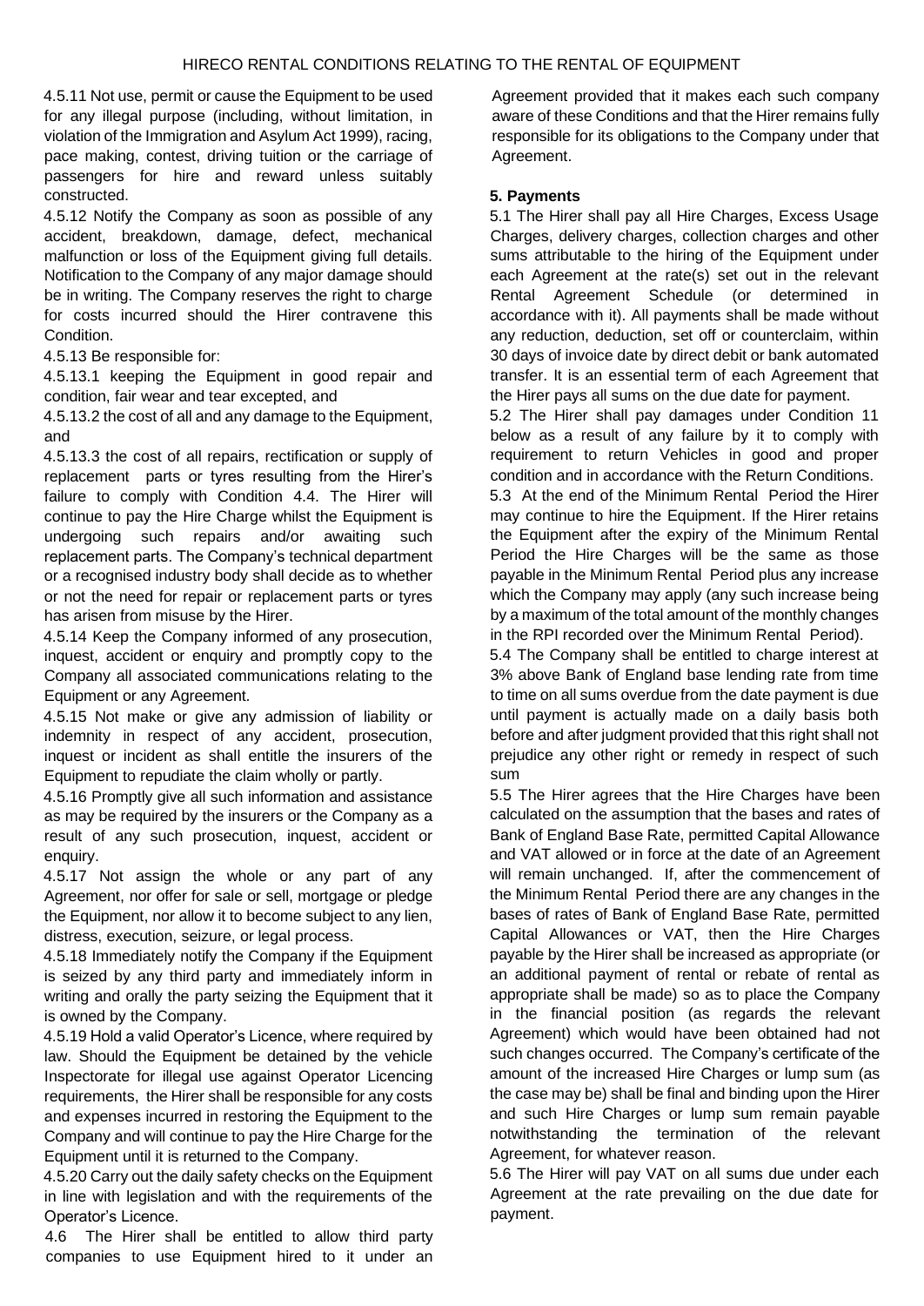4.5.11 Not use, permit or cause the Equipment to be used for any illegal purpose (including, without limitation, in violation of the Immigration and Asylum Act 1999), racing, pace making, contest, driving tuition or the carriage of passengers for hire and reward unless suitably constructed.

4.5.12 Notify the Company as soon as possible of any accident, breakdown, damage, defect, mechanical malfunction or loss of the Equipment giving full details. Notification to the Company of any major damage should be in writing. The Company reserves the right to charge for costs incurred should the Hirer contravene this Condition.

4.5.13 Be responsible for:

4.5.13.1 keeping the Equipment in good repair and condition, fair wear and tear excepted, and

4.5.13.2 the cost of all and any damage to the Equipment, and

4.5.13.3 the cost of all repairs, rectification or supply of replacement parts or tyres resulting from the Hirer's failure to comply with Condition 4.4. The Hirer will continue to pay the Hire Charge whilst the Equipment is undergoing such repairs and/or awaiting such replacement parts. The Company's technical department or a recognised industry body shall decide as to whether or not the need for repair or replacement parts or tyres has arisen from misuse by the Hirer.

4.5.14 Keep the Company informed of any prosecution, inquest, accident or enquiry and promptly copy to the Company all associated communications relating to the Equipment or any Agreement.

4.5.15 Not make or give any admission of liability or indemnity in respect of any accident, prosecution, inquest or incident as shall entitle the insurers of the Equipment to repudiate the claim wholly or partly.

4.5.16 Promptly give all such information and assistance as may be required by the insurers or the Company as a result of any such prosecution, inquest, accident or enquiry.

4.5.17 Not assign the whole or any part of any Agreement, nor offer for sale or sell, mortgage or pledge the Equipment, nor allow it to become subject to any lien, distress, execution, seizure, or legal process.

4.5.18 Immediately notify the Company if the Equipment is seized by any third party and immediately inform in writing and orally the party seizing the Equipment that it is owned by the Company.

4.5.19 Hold a valid Operator's Licence, where required by law. Should the Equipment be detained by the vehicle Inspectorate for illegal use against Operator Licencing requirements, the Hirer shall be responsible for any costs and expenses incurred in restoring the Equipment to the Company and will continue to pay the Hire Charge for the Equipment until it is returned to the Company.

4.5.20 Carry out the daily safety checks on the Equipment in line with legislation and with the requirements of the Operator's Licence.

4.6 The Hirer shall be entitled to allow third party companies to use Equipment hired to it under an Agreement provided that it makes each such company aware of these Conditions and that the Hirer remains fully responsible for its obligations to the Company under that Agreement.

**5. Payments**

5.1 The Hirer shall pay all Hire Charges, Excess Usage Charges, delivery charges, collection charges and other sums attributable to the hiring of the Equipment under each Agreement at the rate(s) set out in the relevant Rental Agreement Schedule (or determined in accordance with it). All payments shall be made without any reduction, deduction, set off or counterclaim, within 30 days of invoice date by direct debit or bank automated transfer. It is an essential term of each Agreement that the Hirer pays all sums on the due date for payment.

5.2 The Hirer shall pay damages under Condition 11 below as a result of any failure by it to comply with requirement to return Vehicles in good and proper condition and in accordance with the Return Conditions.

5.3 At the end of the Minimum Rental Period the Hirer may continue to hire the Equipment. If the Hirer retains the Equipment after the expiry of the Minimum Rental Period the Hire Charges will be the same as those payable in the Minimum Rental Period plus any increase which the Company may apply (any such increase being by a maximum of the total amount of the monthly changes in the RPI recorded over the Minimum Rental Period).

5.4 The Company shall be entitled to charge interest at 3% above Bank of England base lending rate from time to time on all sums overdue from the date payment is due until payment is actually made on a daily basis both before and after judgment provided that this right shall not prejudice any other right or remedy in respect of such sum

5.5 The Hirer agrees that the Hire Charges have been calculated on the assumption that the bases and rates of Bank of England Base Rate, permitted Capital Allowance and VAT allowed or in force at the date of an Agreement will remain unchanged. If, after the commencement of the Minimum Rental Period there are any changes in the bases of rates of Bank of England Base Rate, permitted Capital Allowances or VAT, then the Hire Charges payable by the Hirer shall be increased as appropriate (or an additional payment of rental or rebate of rental as appropriate shall be made) so as to place the Company in the financial position (as regards the relevant Agreement) which would have been obtained had not such changes occurred. The Company's certificate of the amount of the increased Hire Charges or lump sum (as the case may be) shall be final and binding upon the Hirer and such Hire Charges or lump sum remain payable notwithstanding the termination of the relevant Agreement, for whatever reason.

5.6 The Hirer will pay VAT on all sums due under each Agreement at the rate prevailing on the due date for payment.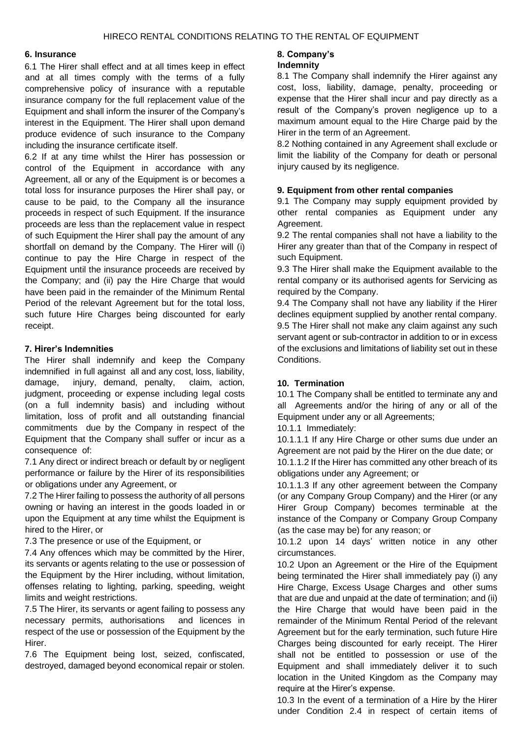## 6. Insurance

6.1 The Hirer shall effect and at all times keep in effect and at all times comply with the terms of a fully comprehensive policy of insurance with a reputable insurance company for the full replacement value of the Equipment and shall inform the insurer of the Company's interest in the Equipment. The Hirer shall upon demand produce evidence of such insurance to the Company including the insurance certificate itself.

6.2 If at any time whilst the Hirer has possession or control of the Equipment in accordance with any Agreement, all or any of the Equipment is or becomes a total loss for insurance purposes the Hirer shall pay, or cause to be paid, to the Company all the insurance proceeds in respect of such Equipment. If the insurance proceeds are less than the replacement value in respect of such Equipment the Hirer shall pay the amount of any shortfall on demand by the Company. The Hirer will (i) continue to pay the Hire Charge in respect of the Equipment until the insurance proceeds are received by the Company; and (ii) pay the Hire Charge that would have been paid in the remainder of the Minimum Rental Period of the relevant Agreement but for the total loss, such future Hire Charges being discounted for early receipt.

## 7. Hirer's Indemnities

The Hirer shall indemnify and keep the Company indemnified in full against all and any cost, loss, liability, damage, injury, demand, penalty, claim, action, judgment, proceeding or expense including legal costs (on a full indemnity basis) and including without limitation, loss of profit and all outstanding financial commitments due by the Company in respect of the Equipment that the Company shall suffer or incur as a consequence of:

7.1 Any direct or indirect breach or default by or negligent performance or failure by the Hirer of its responsibilities or obligations under any Agreement, or

7.2 The Hirer failing to possess the authority of all persons owning or having an interest in the goods loaded in or upon the Equipment at any time whilst the Equipment is hired to the Hirer, or

7.3 The presence or use of the Equipment, or

7.4 Any offences which may be committed by the Hirer, its servants or agents relating to the use or possession of the Equipment by the Hirer including, without limitation, offenses relating to lighting, parking, speeding, weight limits and weight restrictions.

7.5 The Hirer, its servants or agent failing to possess any necessary permits, authorisations and licences in respect of the use or possession of the Equipment by the Hirer.

7.6 The Equipment being lost, seized, confiscated, destroyed, damaged beyond economical repair or stolen.

## 8. Company's Indemnity

8.1 The Company shall indemnify the Hirer against any cost, loss, liability, damage, penalty, proceeding or expense that the Hirer shall incur and pay directly as a result of the Company's proven negligence up to a maximum amount equal to the Hire Charge paid by the Hirer in the term of an Agreement.

8.2 Nothing contained in any Agreement shall exclude or limit the liability of the Company for death or personal injury caused by its negligence.

## 9. Equipment from other rental companies

9.1 The Company may supply equipment provided by other rental companies as Equipment under any Agreement.

9.2 The rental companies shall not have a liability to the Hirer any greater than that of the Company in respect of such Equipment.

9.3 The Hirer shall make the Equipment available to the rental company or its authorised agents for Servicing as required by the Company.

9.4 The Company shall not have any liability if the Hirer declines equipment supplied by another rental company.

9.5 The Hirer shall not make any claim against any such servant agent or sub-contractor in addition to or in excess of the exclusions and limitations of liability set out in these Conditions.

## 10. Termination

10.1 The Company shall be entitled to terminate any and all Agreements and/or the hiring of any or all of the Equipment under any or all Agreements;

10.1.1 Immediately:

10.1.1.1 If any Hire Charge or other sums due under an Agreement are not paid by the Hirer on the due date; or

10.1.1.2 If the Hirer has committed any other breach of its obligations under any Agreement; or

10.1.1.3 If any other agreement between the Company (or any Company Group Company) and the Hirer (or any Hirer Group Company) becomes terminable at the instance of the Company or Company Group Company (as the case may be) for any reason; or

10.1.2 upon 14 days' written notice in any other circumstances.

10.2 Upon an Agreement or the Hire of the Equipment being terminated the Hirer shall immediately pay (i) any Hire Charge, Excess Usage Charges and other sums that are due and unpaid at the date of termination; and (ii) the Hire Charge that would have been paid in the remainder of the Minimum Rental Period of the relevant Agreement but for the early termination, such future Hire Charges being discounted for early receipt. The Hirer shall not be entitled to possession or use of the Equipment and shall immediately deliver it to such location in the United Kingdom as the Company may require at the Hirer's expense.

10.3 In the event of a termination of a Hire by the Hirer under Condition 2.4 in respect of certain items of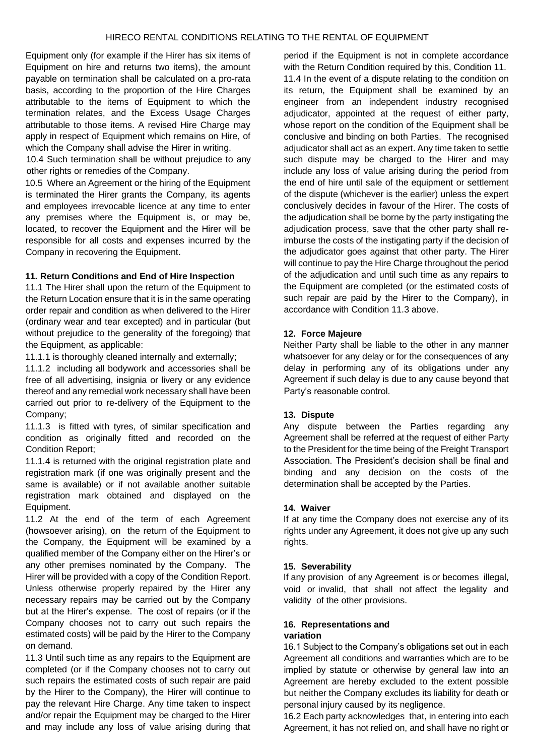Equipment only (for example if the Hirer has six items of Equipment on hire and returns two items), the amount payable on termination shall be calculated on a pro-rata basis, according to the proportion of the Hire Charges attributable to the items of Equipment to which the termination relates, and the Excess Usage Charges attributable to those items. A revised Hire Charge may apply in respect of Equipment which remains on Hire, of which the Company shall advise the Hirer in writing.

10.4 Such termination shall be without prejudice to any other rights or remedies of the Company.

10.5 Where an Agreement or the hiring of the Equipment is terminated the Hirer grants the Company, its agents and employees irrevocable licence at any time to enter any premises where the Equipment is, or may be, located, to recover the Equipment and the Hirer will be responsible for all costs and expenses incurred by the Company in recovering the Equipment.

**11. Return Conditions and End of Hire Inspection**

11.1 The Hirer shall upon the return of the Equipment to the Return Location ensure that it is in the same operating order repair and condition as when delivered to the Hirer (ordinary wear and tear excepted) and in particular (but without prejudice to the generality of the foregoing) that the Equipment, as applicable:

11.1.1 is thoroughly cleaned internally and externally;

11.1.2 including all bodywork and accessories shall be free of all advertising, insignia or livery or any evidence thereof and any remedial work necessary shall have been carried out prior to re-delivery of the Equipment to the Company;

11.1.3 is fitted with tyres, of similar specification and condition as originally fitted and recorded on the Condition Report;

11.1.4 is returned with the original registration plate and registration mark (if one was originally present and the same is available) or if not available another suitable registration mark obtained and displayed on the Equipment.

11.2 At the end of the term of each Agreement (howsoever arising), on the return of the Equipment to the Company, the Equipment will be examined by a qualified member of the Company either on the Hirer's or any other premises nominated by the Company. The Hirer will be provided with a copy of the Condition Report. Unless otherwise properly repaired by the Hirer any necessary repairs may be carried out by the Company but at the Hirer's expense. The cost of repairs (or if the Company chooses not to carry out such repairs the estimated costs) will be paid by the Hirer to the Company on demand.

11.3 Until such time as any repairs to the Equipment are completed (or if the Company chooses not to carry out such repairs the estimated costs of such repair are paid by the Hirer to the Company), the Hirer will continue to pay the relevant Hire Charge. Any time taken to inspect and/or repair the Equipment may be charged to the Hirer and may include any loss of value arising during that period if the Equipment is not in complete accordance with the Return Condition required by this, Condition 11.

11.4 In the event of a dispute relating to the condition on its return, the Equipment shall be examined by an engineer from an independent industry recognised adjudicator, appointed at the request of either party, whose report on the condition of the Equipment shall be conclusive and binding on both Parties. The recognised adjudicator shall act as an expert. Any time taken to settle such dispute may be charged to the Hirer and may include any loss of value arising during the period from the end of hire until sale of the equipment or settlement of the dispute (whichever is the earlier) unless the expert conclusively decides in favour of the Hirer. The costs of the adjudication shall be borne by the party instigating the adjudication process, save that the other party shall re-imburse the costs of the instigating party if the decision of the adjudicator goes against that other party. The Hirer will continue to pay the Hire Charge throughout the period of the adjudication and until such time as any repairs to the Equipment are completed (or the estimated costs of such repair are paid by the Hirer to the Company), in accordance with Condition 11.3 above.

**12. Force Majeure**

Neither Party shall be liable to the other in any manner whatsoever for any delay or for the consequences of any delay in performing any of its obligations under any Agreement if such delay is due to any cause beyond that Party's reasonable control.

**13. Dispute**

Any dispute between the Parties regarding any Agreement shall be referred at the request of either Party to the President for the time being of the Freight Transport Association. The President's decision shall be final and binding and any decision on the costs of the determination shall be accepted by the Parties.

**14. Waiver**

If at any time the Company does not exercise any of its rights under any Agreement, it does not give up any such rights.

**15. Severability**

If any provision of any Agreement is or becomes illegal, void or invalid, that shall not affect the legality and validity of the other provisions.

**16. Representations and variation**

16.1 Subject to the Company's obligations set out in each Agreement all conditions and warranties which are to be implied by statute or otherwise by general law into an Agreement are hereby excluded to the extent possible but neither the Company excludes its liability for death or personal injury caused by its negligence.

16.2 Each party acknowledges that, in entering into each Agreement, it has not relied on, and shall have no right or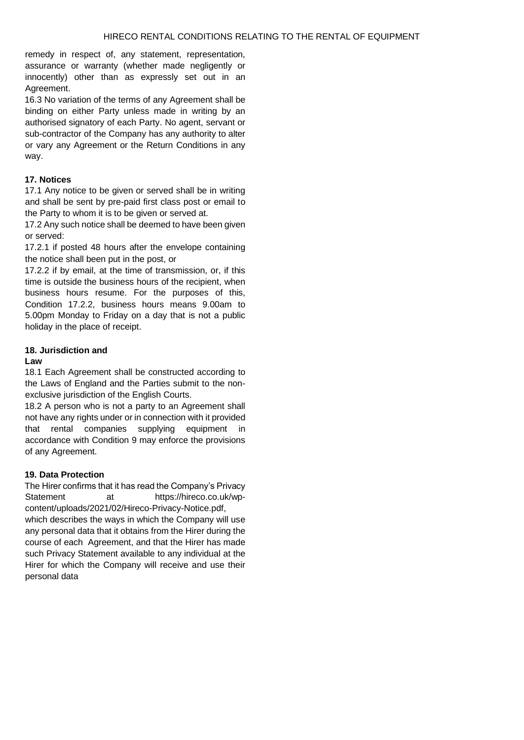remedy in respect of, any statement, representation, assurance or warranty (whether made negligently or innocently) other than as expressly set out in an Agreement.

16.3 No variation of the terms of any Agreement shall be binding on either Party unless made in writing by an authorised signatory of each Party. No agent, servant or sub-contractor of the Company has any authority to alter or vary any Agreement or the Return Conditions in any way.

**17. Notices**

17.1 Any notice to be given or served shall be in writing and shall be sent by pre-paid first class post or email to the Party to whom it is to be given or served at.

17.2 Any such notice shall be deemed to have been given or served:

17.2.1 if posted 48 hours after the envelope containing the notice shall been put in the post, or

17.2.2 if by email, at the time of transmission, or, if this time is outside the business hours of the recipient, when business hours resume. For the purposes of this, Condition 17.2.2, business hours means 9.00am to 5.00pm Monday to Friday on a day that is not a public holiday in the place of receipt.

**18. Jurisdiction and Law**

18.1 Each Agreement shall be constructed according to the Laws of England and the Parties submit to the non-exclusive jurisdiction of the English Courts.

18.2 A person who is not a party to an Agreement shall not have any rights under or in connection with it provided that rental companies supplying equipment in accordance with Condition 9 may enforce the provisions of any Agreement.

**19. Data Protection**

The Hirer confirms that it has read the Company's Privacy Statement at https://hireco.co.uk/wp-content/uploads/2021/02/Hireco-Privacy-Notice.pdf, which describes the ways in which the Company will use any personal data that it obtains from the Hirer during the course of each Agreement, and that the Hirer has made such Privacy Statement available to any individual at the Hirer for which the Company will receive and use their personal data